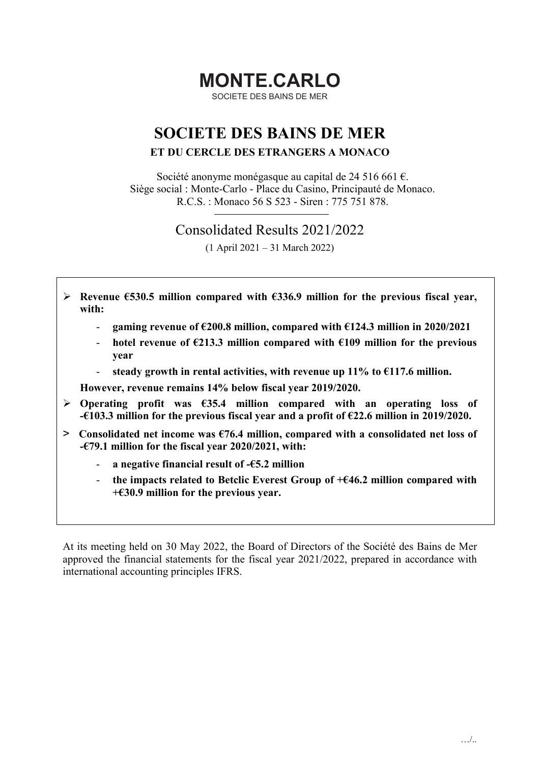# MONTE.CARLO

SOCIETE DES BAINS DE MER

# SOCIETE DES BAINS DE MER

## ET DU CERCLE DES ETRANGERS A MONACO

Société anonyme monégasque au capital de 24 516 661 €.
Siège social : Monte-Carlo - Place du Casino, Principauté de Monaco.
R.C.S. : Monaco 56 S 523 - Siren : 775 751 878.

## Consolidated Results 2021/2022

(1 April 2021 – 31 March 2022)

- **Revenue €530.5 million compared with €336.9 million for the previous fiscal year, with:**
  - **gaming revenue of €200.8 million, compared with €124.3 million in 2020/2021**
  - **hotel revenue of €213.3 million compared with €109 million for the previous year**
  - **steady growth in rental activities, with revenue up 11% to €117.6 million.**

  **However, revenue remains 14% below fiscal year 2019/2020.**
- **Operating profit was €35.4 million compared with an operating loss of -€103.3 million for the previous fiscal year and a profit of €22.6 million in 2019/2020.**
- **Consolidated net income was €76.4 million, compared with a consolidated net loss of -€79.1 million for the fiscal year 2020/2021, with:**
  - **a negative financial result of -€5.2 million**
  - **the impacts related to Betclic Everest Group of +€46.2 million compared with +€30.9 million for the previous year.**

At its meeting held on 30 May 2022, the Board of Directors of the Société des Bains de Mer approved the financial statements for the fiscal year 2021/2022, prepared in accordance with international accounting principles IFRS.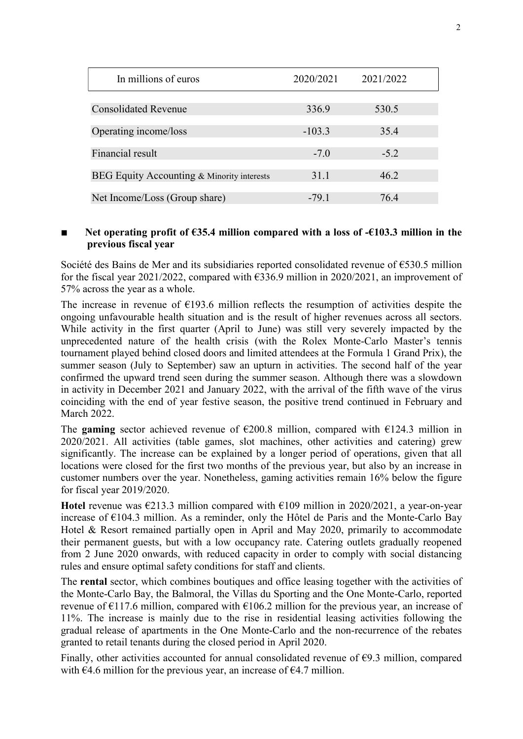| In millions of euros | 2020/2021 | 2021/2022 |
|---|---|---|
| Consolidated Revenue | 336.9 | 530.5 |
| Operating income/loss | -103.3 | 35.4 |
| Financial result | -7.0 | -5.2 |
| BEG Equity Accounting & Minority interests | 31.1 | 46.2 |
| Net Income/Loss (Group share) | -79.1 | 76.4 |

■ **Net operating profit of €35.4 million compared with a loss of -€103.3 million in the previous fiscal year**

Société des Bains de Mer and its subsidiaries reported consolidated revenue of €530.5 million for the fiscal year 2021/2022, compared with €336.9 million in 2020/2021, an improvement of 57% across the year as a whole.

The increase in revenue of €193.6 million reflects the resumption of activities despite the ongoing unfavourable health situation and is the result of higher revenues across all sectors. While activity in the first quarter (April to June) was still very severely impacted by the unprecedented nature of the health crisis (with the Rolex Monte-Carlo Master's tennis tournament played behind closed doors and limited attendees at the Formula 1 Grand Prix), the summer season (July to September) saw an upturn in activities. The second half of the year confirmed the upward trend seen during the summer season. Although there was a slowdown in activity in December 2021 and January 2022, with the arrival of the fifth wave of the virus coinciding with the end of year festive season, the positive trend continued in February and March 2022.

The **gaming** sector achieved revenue of €200.8 million, compared with €124.3 million in 2020/2021. All activities (table games, slot machines, other activities and catering) grew significantly. The increase can be explained by a longer period of operations, given that all locations were closed for the first two months of the previous year, but also by an increase in customer numbers over the year. Nonetheless, gaming activities remain 16% below the figure for fiscal year 2019/2020.

**Hotel** revenue was €213.3 million compared with €109 million in 2020/2021, a year-on-year increase of €104.3 million. As a reminder, only the Hôtel de Paris and the Monte-Carlo Bay Hotel & Resort remained partially open in April and May 2020, primarily to accommodate their permanent guests, but with a low occupancy rate. Catering outlets gradually reopened from 2 June 2020 onwards, with reduced capacity in order to comply with social distancing rules and ensure optimal safety conditions for staff and clients.

The **rental** sector, which combines boutiques and office leasing together with the activities of the Monte-Carlo Bay, the Balmoral, the Villas du Sporting and the One Monte-Carlo, reported revenue of €117.6 million, compared with €106.2 million for the previous year, an increase of 11%. The increase is mainly due to the rise in residential leasing activities following the gradual release of apartments in the One Monte-Carlo and the non-recurrence of the rebates granted to retail tenants during the closed period in April 2020.

Finally, other activities accounted for annual consolidated revenue of €9.3 million, compared with €4.6 million for the previous year, an increase of €4.7 million.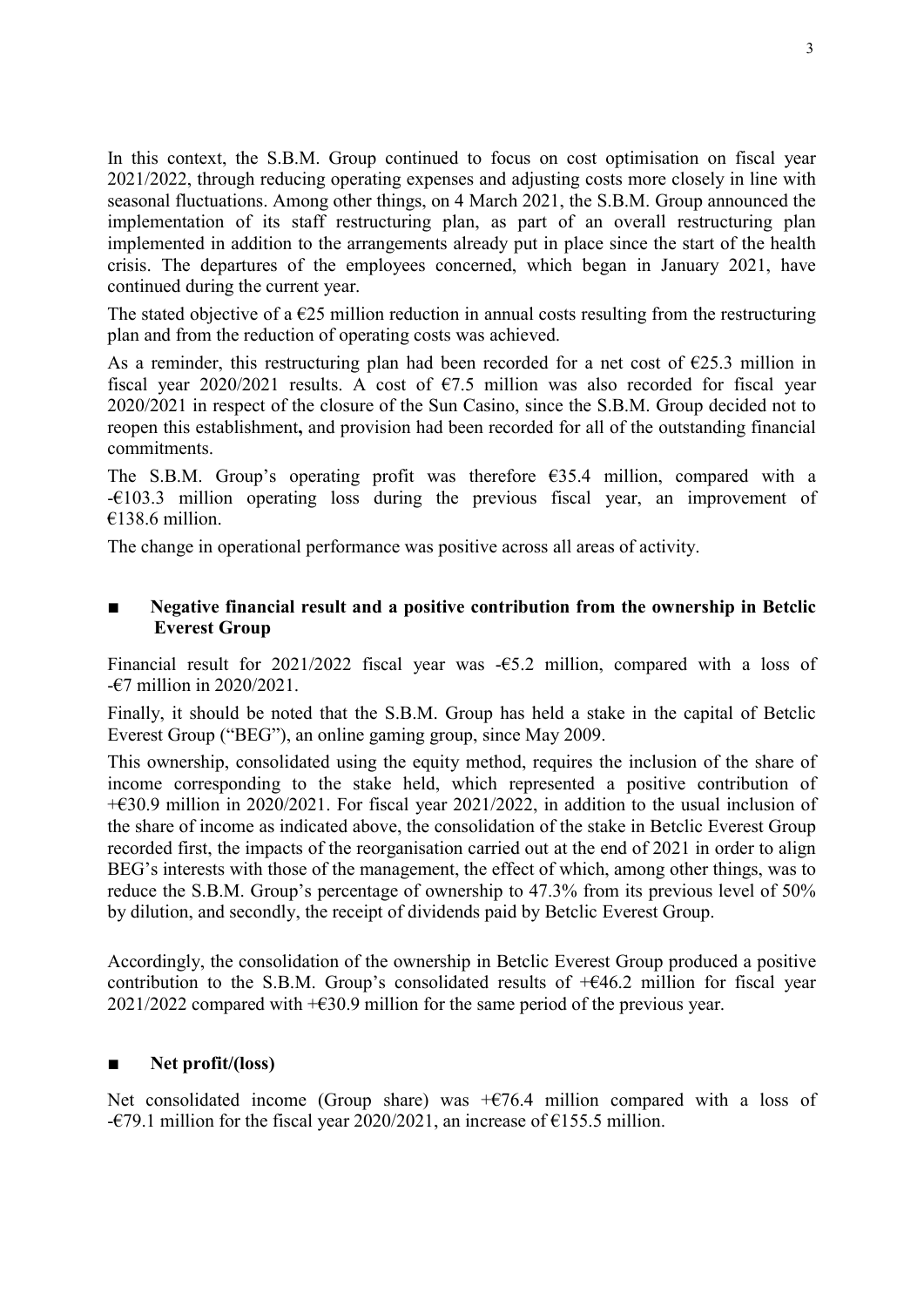In this context, the S.B.M. Group continued to focus on cost optimisation on fiscal year 2021/2022, through reducing operating expenses and adjusting costs more closely in line with seasonal fluctuations. Among other things, on 4 March 2021, the S.B.M. Group announced the implementation of its staff restructuring plan, as part of an overall restructuring plan implemented in addition to the arrangements already put in place since the start of the health crisis. The departures of the employees concerned, which began in January 2021, have continued during the current year.

The stated objective of a €25 million reduction in annual costs resulting from the restructuring plan and from the reduction of operating costs was achieved.

As a reminder, this restructuring plan had been recorded for a net cost of €25.3 million in fiscal year 2020/2021 results. A cost of €7.5 million was also recorded for fiscal year 2020/2021 in respect of the closure of the Sun Casino, since the S.B.M. Group decided not to reopen this establishment**,** and provision had been recorded for all of the outstanding financial commitments.

The S.B.M. Group's operating profit was therefore €35.4 million, compared with a -€103.3 million operating loss during the previous fiscal year, an improvement of €138.6 million.

The change in operational performance was positive across all areas of activity.

## ■ Negative financial result and a positive contribution from the ownership in Betclic Everest Group

Financial result for 2021/2022 fiscal year was -€5.2 million, compared with a loss of -€7 million in 2020/2021.

Finally, it should be noted that the S.B.M. Group has held a stake in the capital of Betclic Everest Group ("BEG"), an online gaming group, since May 2009.

This ownership, consolidated using the equity method, requires the inclusion of the share of income corresponding to the stake held, which represented a positive contribution of +€30.9 million in 2020/2021. For fiscal year 2021/2022, in addition to the usual inclusion of the share of income as indicated above, the consolidation of the stake in Betclic Everest Group recorded first, the impacts of the reorganisation carried out at the end of 2021 in order to align BEG's interests with those of the management, the effect of which, among other things, was to reduce the S.B.M. Group's percentage of ownership to 47.3% from its previous level of 50% by dilution, and secondly, the receipt of dividends paid by Betclic Everest Group.

Accordingly, the consolidation of the ownership in Betclic Everest Group produced a positive contribution to the S.B.M. Group's consolidated results of +€46.2 million for fiscal year 2021/2022 compared with +€30.9 million for the same period of the previous year.

## ■ Net profit/(loss)

Net consolidated income (Group share) was +€76.4 million compared with a loss of -€79.1 million for the fiscal year 2020/2021, an increase of €155.5 million.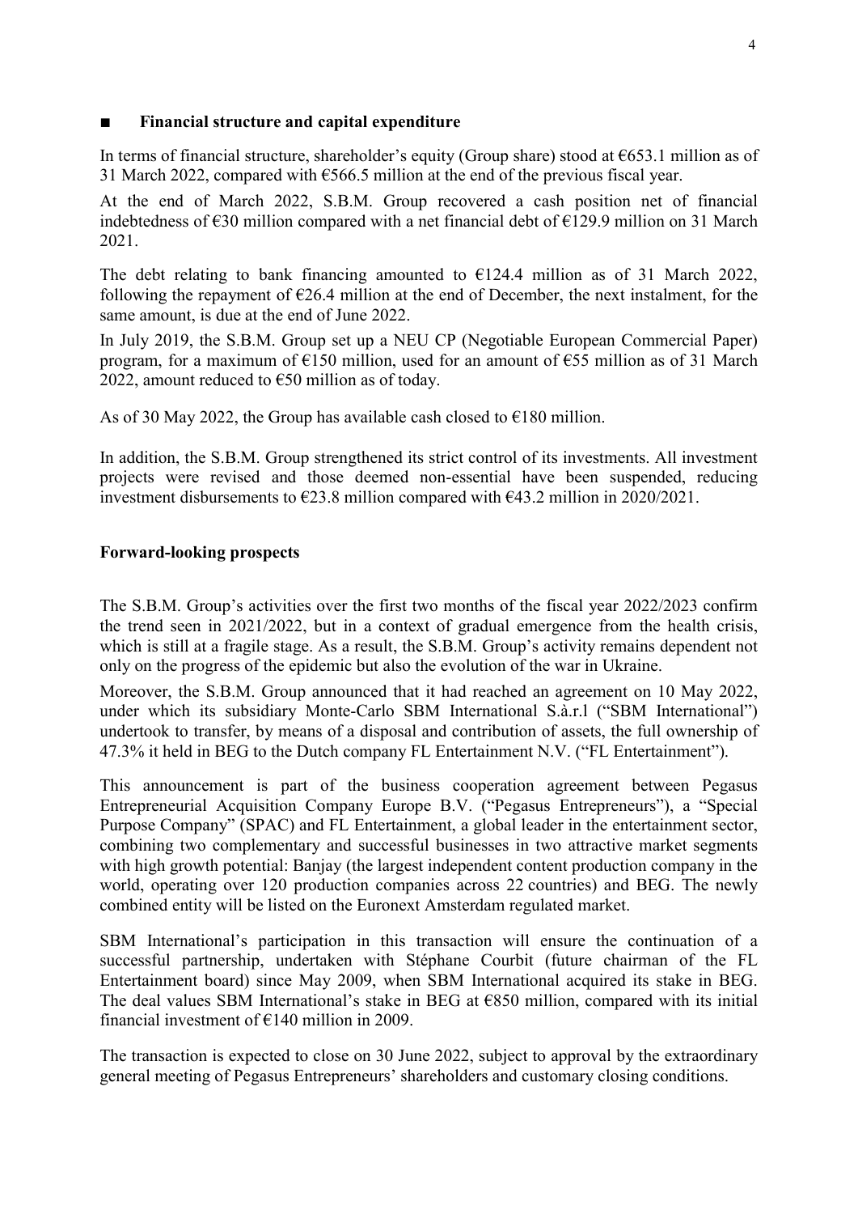## ■ Financial structure and capital expenditure

In terms of financial structure, shareholder's equity (Group share) stood at €653.1 million as of 31 March 2022, compared with €566.5 million at the end of the previous fiscal year.

At the end of March 2022, S.B.M. Group recovered a cash position net of financial indebtedness of €30 million compared with a net financial debt of €129.9 million on 31 March 2021.

The debt relating to bank financing amounted to €124.4 million as of 31 March 2022, following the repayment of €26.4 million at the end of December, the next instalment, for the same amount, is due at the end of June 2022.

In July 2019, the S.B.M. Group set up a NEU CP (Negotiable European Commercial Paper) program, for a maximum of €150 million, used for an amount of €55 million as of 31 March 2022, amount reduced to €50 million as of today.

As of 30 May 2022, the Group has available cash closed to €180 million.

In addition, the S.B.M. Group strengthened its strict control of its investments. All investment projects were revised and those deemed non-essential have been suspended, reducing investment disbursements to €23.8 million compared with €43.2 million in 2020/2021.

## Forward-looking prospects

The S.B.M. Group's activities over the first two months of the fiscal year 2022/2023 confirm the trend seen in 2021/2022, but in a context of gradual emergence from the health crisis, which is still at a fragile stage. As a result, the S.B.M. Group's activity remains dependent not only on the progress of the epidemic but also the evolution of the war in Ukraine.

Moreover, the S.B.M. Group announced that it had reached an agreement on 10 May 2022, under which its subsidiary Monte-Carlo SBM International S.à.r.l ("SBM International") undertook to transfer, by means of a disposal and contribution of assets, the full ownership of 47.3% it held in BEG to the Dutch company FL Entertainment N.V. ("FL Entertainment").

This announcement is part of the business cooperation agreement between Pegasus Entrepreneurial Acquisition Company Europe B.V. ("Pegasus Entrepreneurs"), a "Special Purpose Company" (SPAC) and FL Entertainment, a global leader in the entertainment sector, combining two complementary and successful businesses in two attractive market segments with high growth potential: Banjay (the largest independent content production company in the world, operating over 120 production companies across 22 countries) and BEG. The newly combined entity will be listed on the Euronext Amsterdam regulated market.

SBM International's participation in this transaction will ensure the continuation of a successful partnership, undertaken with Stéphane Courbit (future chairman of the FL Entertainment board) since May 2009, when SBM International acquired its stake in BEG. The deal values SBM International's stake in BEG at €850 million, compared with its initial financial investment of €140 million in 2009.

The transaction is expected to close on 30 June 2022, subject to approval by the extraordinary general meeting of Pegasus Entrepreneurs' shareholders and customary closing conditions.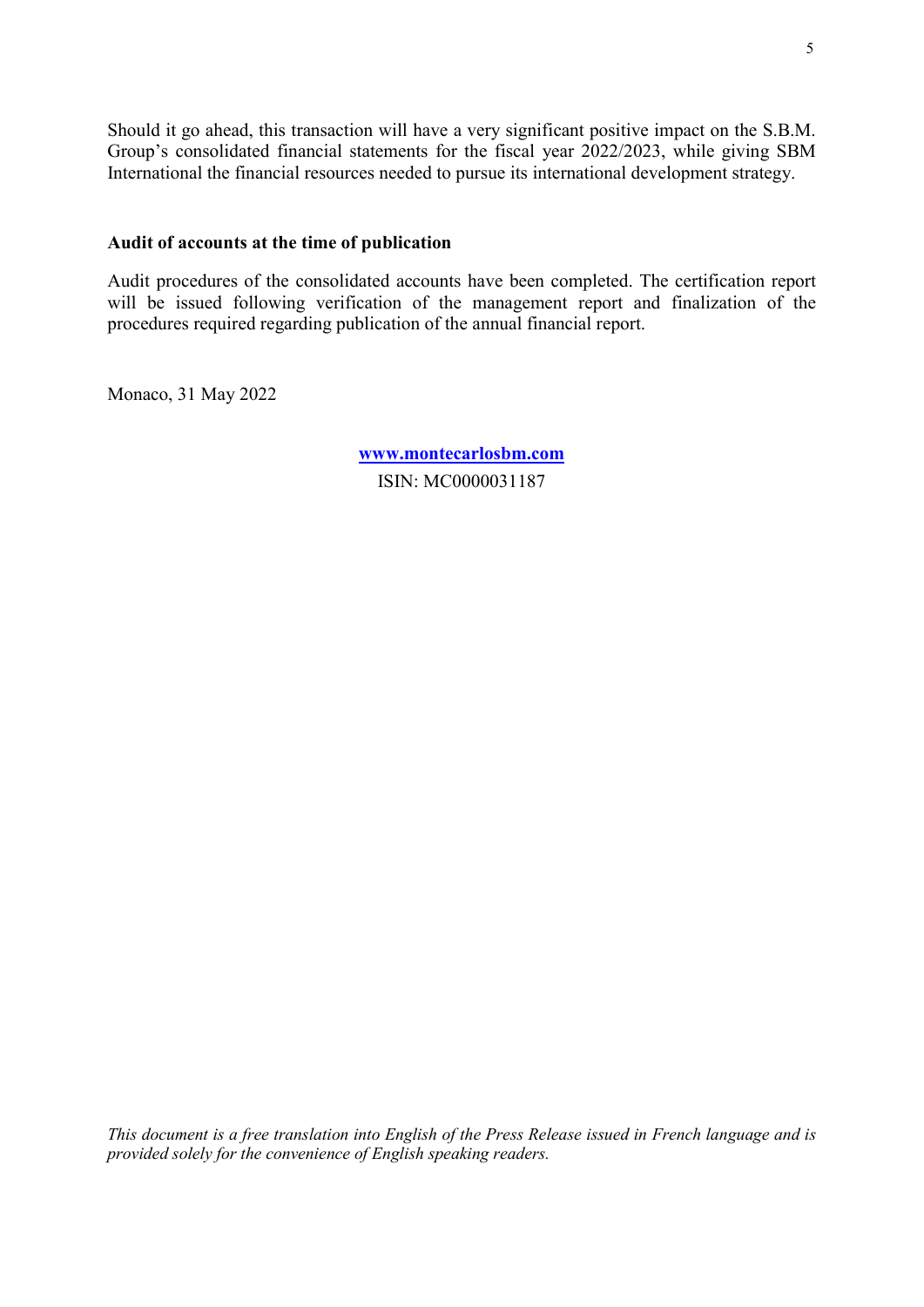Should it go ahead, this transaction will have a very significant positive impact on the S.B.M. Group's consolidated financial statements for the fiscal year 2022/2023, while giving SBM International the financial resources needed to pursue its international development strategy.

**Audit of accounts at the time of publication**

Audit procedures of the consolidated accounts have been completed. The certification report will be issued following verification of the management report and finalization of the procedures required regarding publication of the annual financial report.

Monaco, 31 May 2022

**www.montecarlosbm.com**

ISIN: MC0000031187

*This document is a free translation into English of the Press Release issued in French language and is provided solely for the convenience of English speaking readers.*